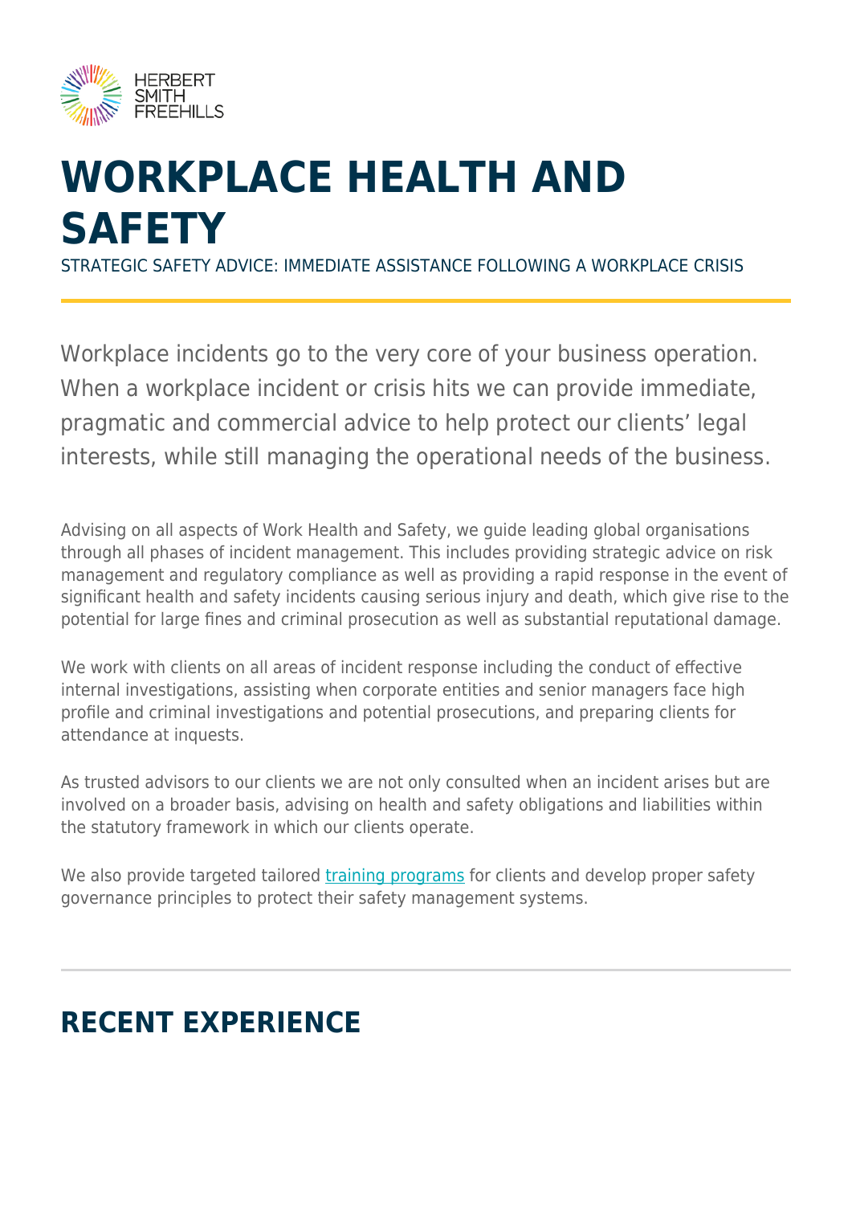# WORKPLACE HEALTH AND SAFETY

STRATEGIC SAFETY ADVICE: IMMEDIATE ASSISTANCE FOLLOWING A WORKPLACE CRISIS

Workplace incidents go to the very core of your business operation. When a workplace incident or crisis hits we can provide immediate, pragmatic and commercial advice to help protect our clients' legal interests, while still managing the operational needs of the business.

Advising on all aspects of Work Health and Safety, we guide leading global organisations through all phases of incident management. This includes providing strategic advice on risk management and regulatory compliance as well as providing a rapid response in the event of significant health and safety incidents causing serious injury and death, which give rise to the potential for large fines and criminal prosecution as well as substantial reputational damage.

We work with clients on all areas of incident response including the conduct of effective internal investigations, assisting when corporate entities and senior managers face high profile and criminal investigations and potential prosecutions, and preparing clients for attendance at inquests.

As trusted advisors to our clients we are not only consulted when an incident arises but are involved on a broader basis, advising on health and safety obligations and liabilities within the statutory framework in which our clients operate.

We also provide targeted tailored training programs for clients and develop proper safety governance principles to protect their safety management systems.

## RECENT EXPERIENCE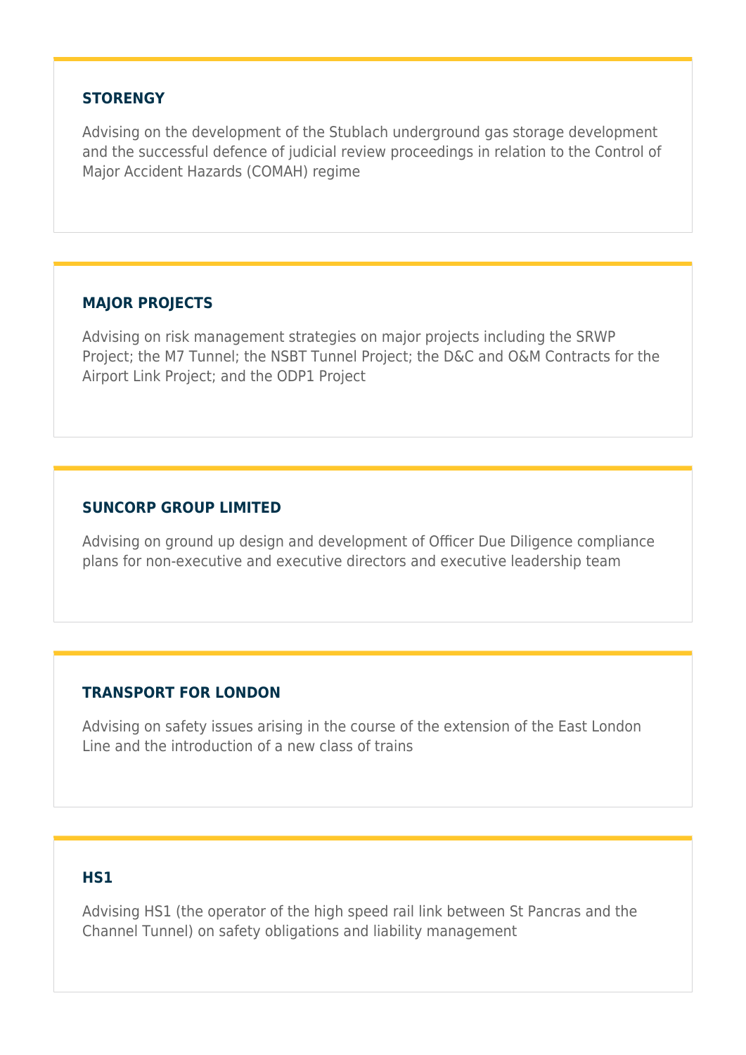### STORENGY

Advising on the development of the Stublach underground gas storage development and the successful defence of judicial review proceedings in relation to the Control of Major Accident Hazards (COMAH) regime

### MAJOR PROJECTS

Advising on risk management strategies on major projects including the SRWP Project; the M7 Tunnel; the NSBT Tunnel Project; the D&C and O&M Contracts for the Airport Link Project; and the ODP1 Project

### SUNCORP GROUP LIMITED

Advising on ground up design and development of Officer Due Diligence compliance plans for non-executive and executive directors and executive leadership team

### TRANSPORT FOR LONDON

Advising on safety issues arising in the course of the extension of the East London Line and the introduction of a new class of trains

### HS1

Advising HS1 (the operator of the high speed rail link between St Pancras and the Channel Tunnel) on safety obligations and liability management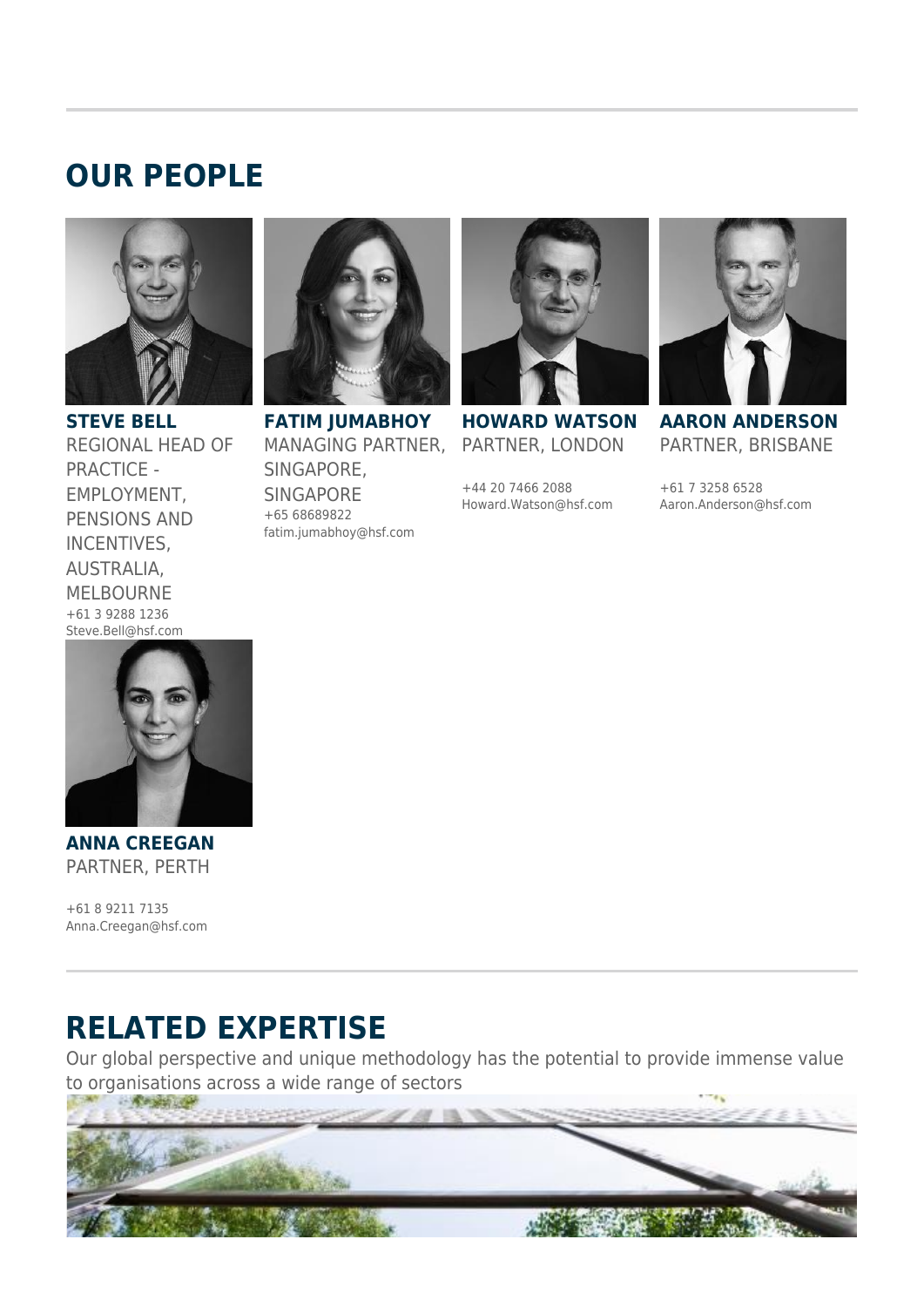## OUR PEOPLE

**STEVE BELL**
REGIONAL HEAD OF PRACTICE - EMPLOYMENT, PENSIONS AND INCENTIVES, AUSTRALIA, MELBOURNE
+61 3 9288 1236
Steve.Bell@hsf.com

**FATIM JUMABHOY**
MANAGING PARTNER, SINGAPORE, SINGAPORE
+65 68689822
fatim.jumabhoy@hsf.com

**HOWARD WATSON**
PARTNER, LONDON

+44 20 7466 2088
Howard.Watson@hsf.com

**AARON ANDERSON**
PARTNER, BRISBANE

+61 7 3258 6528
Aaron.Anderson@hsf.com

**ANNA CREEGAN**
PARTNER, PERTH

+61 8 9211 7135
Anna.Creegan@hsf.com

## RELATED EXPERTISE

Our global perspective and unique methodology has the potential to provide immense value to organisations across a wide range of sectors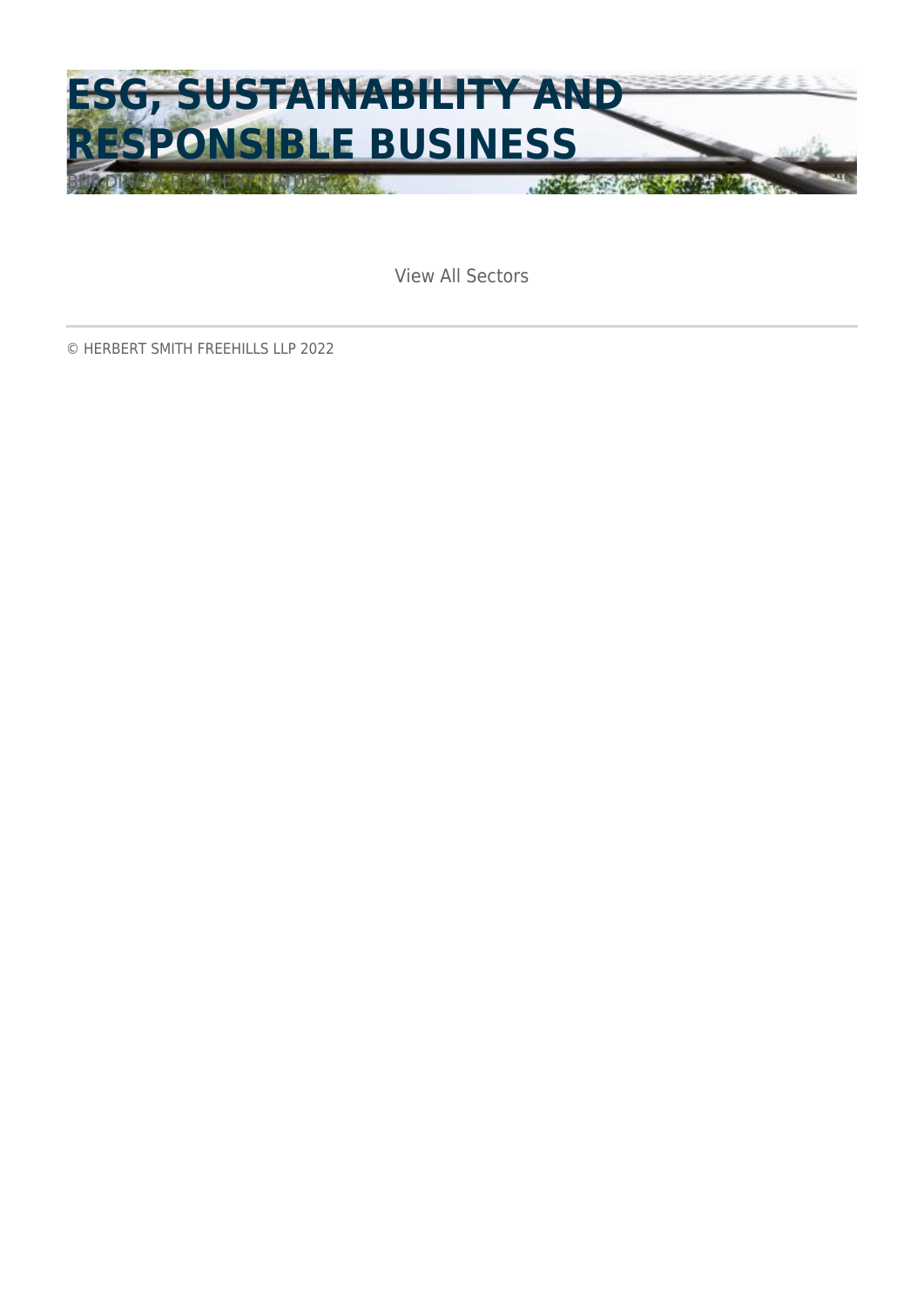# ESG, SUSTAINABILITY AND RESPONSIBLE BUSINESS

BUILDING A RESILIENT FUTURE

View All Sectors

© HERBERT SMITH FREEHILLS LLP 2022